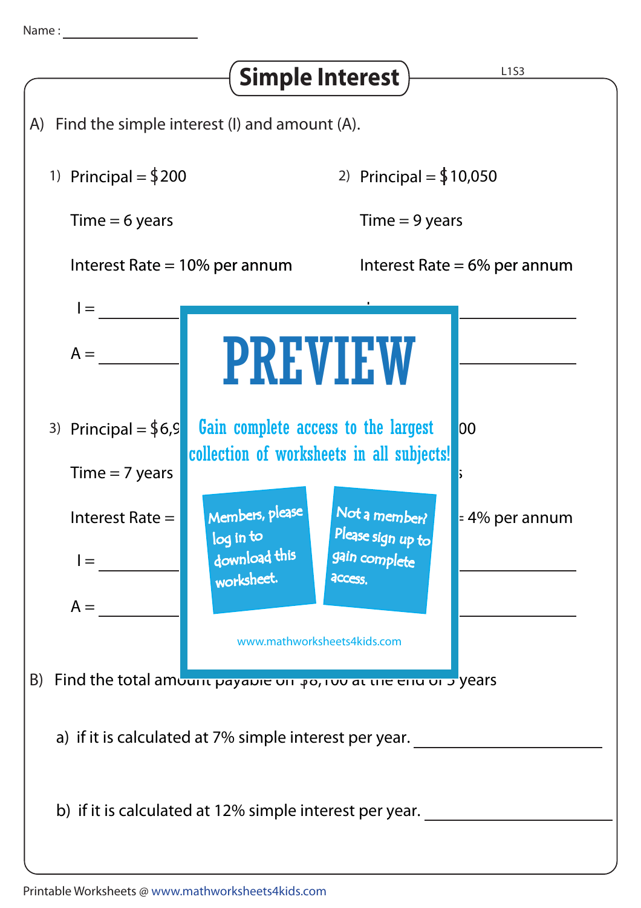Name : ________________

# Simple Interest

L1S3

A) Find the simple interest (I) and amount (A).

1) Principal = $200

Time = 6 years

Interest Rate = 10% per annum

I = ____________

A = ____________

2) Principal = $10,050

Time = 9 years

Interest Rate = 6% per annum

I = ____________

A = ____________

3) Principal = $6,9

Time = 7 years

Interest Rate =

I = ____________

A = ____________

00

= 4% per annum

I = ____________

A = ____________

PREVIEW

Gain complete access to the largest collection of worksheets in all subjects!

Members, please log in to download this worksheet.

Not a member? Please sign up to gain complete access.

www.mathworksheets4kids.com

B) Find the total amount payable on $8,100 at the end of 5 years

a) if it is calculated at 7% simple interest per year. ____________

b) if it is calculated at 12% simple interest per year. ____________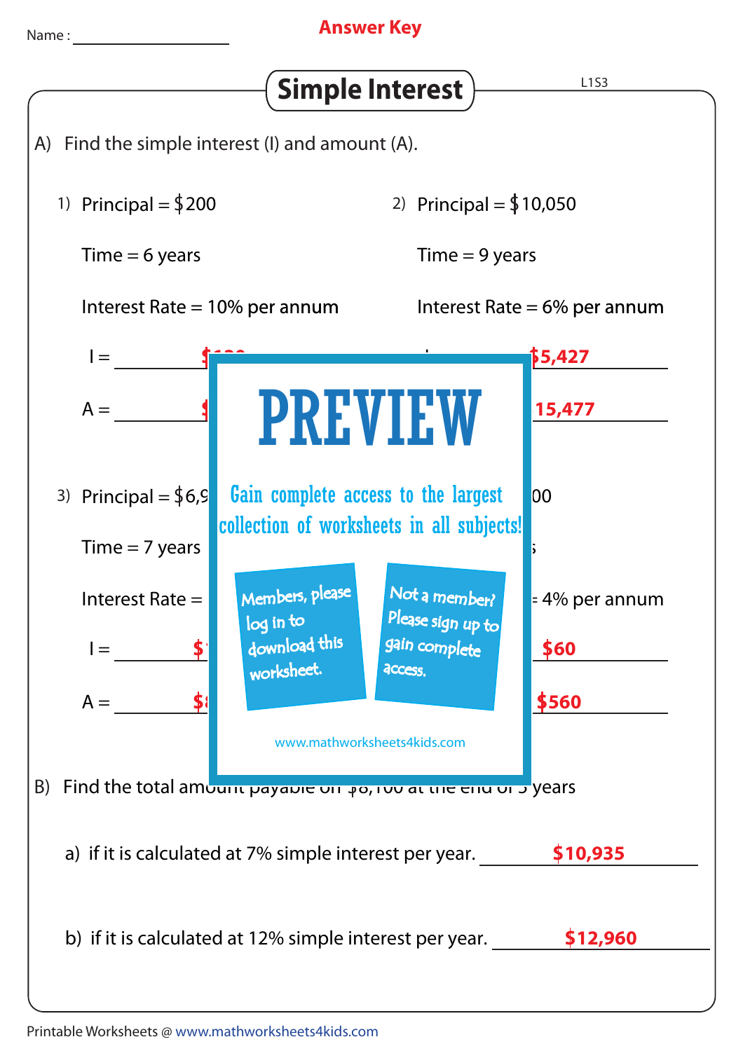Name : ________________

**Answer Key**

# Simple Interest

L1S3

A) Find the simple interest (I) and amount (A).

1) Principal = $200

Time = 6 years

Interest Rate = 10% per annum

I = $120

A = $

2) Principal = $10,050

Time = 9 years

Interest Rate = 6% per annum

I = $5,427

A = $15,477

3) Principal = $6,9

Time = 7 years

Interest Rate =

I = $

A = $

4) 00

Interest Rate = 4% per annum

I = $60

A = $560

PREVIEW

Gain complete access to the largest collection of worksheets in all subjects!

Members, please log in to download this worksheet.

Not a member? Please sign up to gain complete access.

www.mathworksheets4kids.com

B) Find the total amount payable on $8,100 at the end of 5 years

a) if it is calculated at 7% simple interest per year. $10,935

b) if it is calculated at 12% simple interest per year. $12,960